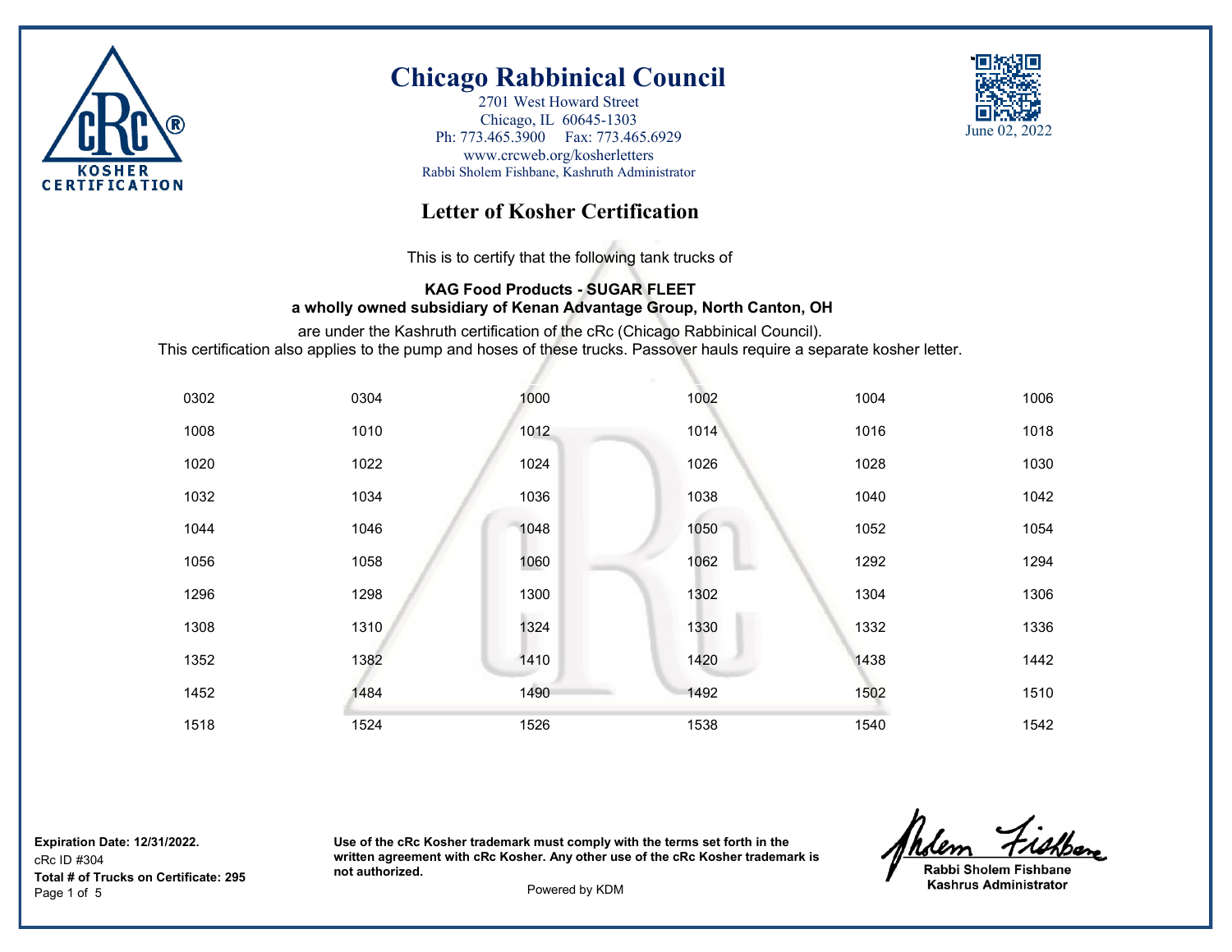# Chicago Rabbinical Council

2701 West Howard Street
Chicago, IL 60645-1303
Ph: 773.465.3900 Fax: 773.465.6929
www.crcweb.org/kosherletters
Rabbi Sholem Fishbane, Kashruth Administrator

June 02, 2022

## Letter of Kosher Certification

This is to certify that the following tank trucks of

**KAG Food Products - SUGAR FLEET**
**a wholly owned subsidiary of Kenan Advantage Group, North Canton, OH**

are under the Kashruth certification of the cRc (Chicago Rabbinical Council).
This certification also applies to the pump and hoses of these trucks. Passover hauls require a separate kosher letter.

| | | | | | |
|---|---|---|---|---|---|
| 0302 | 0304 | 1000 | 1002 | 1004 | 1006 |
| 1008 | 1010 | 1012 | 1014 | 1016 | 1018 |
| 1020 | 1022 | 1024 | 1026 | 1028 | 1030 |
| 1032 | 1034 | 1036 | 1038 | 1040 | 1042 |
| 1044 | 1046 | 1048 | 1050 | 1052 | 1054 |
| 1056 | 1058 | 1060 | 1062 | 1292 | 1294 |
| 1296 | 1298 | 1300 | 1302 | 1304 | 1306 |
| 1308 | 1310 | 1324 | 1330 | 1332 | 1336 |
| 1352 | 1382 | 1410 | 1420 | 1438 | 1442 |
| 1452 | 1484 | 1490 | 1492 | 1502 | 1510 |
| 1518 | 1524 | 1526 | 1538 | 1540 | 1542 |

**Expiration Date: 12/31/2022.**
cRc ID #304
**Total # of Trucks on Certificate: 295**

**Use of the cRc Kosher trademark must comply with the terms set forth in the written agreement with cRc Kosher. Any other use of the cRc Kosher trademark is not authorized.**

Powered by KDM

**Rabbi Sholem Fishbane**
**Kashrus Administrator**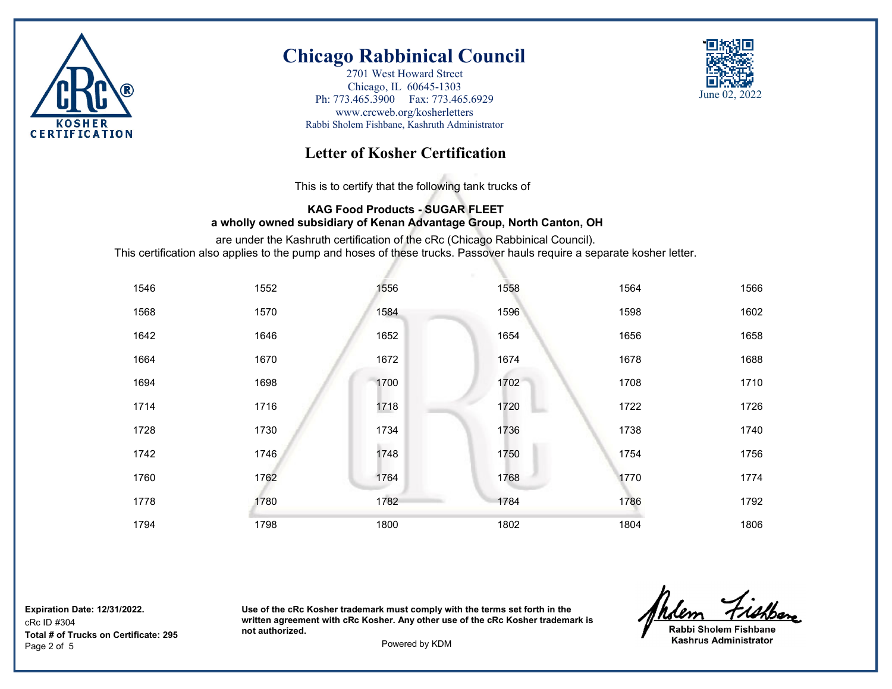# Chicago Rabbinical Council

2701 West Howard Street
Chicago, IL 60645-1303
Ph: 773.465.3900 Fax: 773.465.6929
www.crcweb.org/kosherletters
Rabbi Sholem Fishbane, Kashruth Administrator

June 02, 2022

## Letter of Kosher Certification

This is to certify that the following tank trucks of

**KAG Food Products - SUGAR FLEET**
**a wholly owned subsidiary of Kenan Advantage Group, North Canton, OH**

are under the Kashruth certification of the cRc (Chicago Rabbinical Council).
This certification also applies to the pump and hoses of these trucks. Passover hauls require a separate kosher letter.

| | | | | | |
|---|---|---|---|---|---|
| 1546 | 1552 | 1556 | 1558 | 1564 | 1566 |
| 1568 | 1570 | 1584 | 1596 | 1598 | 1602 |
| 1642 | 1646 | 1652 | 1654 | 1656 | 1658 |
| 1664 | 1670 | 1672 | 1674 | 1678 | 1688 |
| 1694 | 1698 | 1700 | 1702 | 1708 | 1710 |
| 1714 | 1716 | 1718 | 1720 | 1722 | 1726 |
| 1728 | 1730 | 1734 | 1736 | 1738 | 1740 |
| 1742 | 1746 | 1748 | 1750 | 1754 | 1756 |
| 1760 | 1762 | 1764 | 1768 | 1770 | 1774 |
| 1778 | 1780 | 1782 | 1784 | 1786 | 1792 |
| 1794 | 1798 | 1800 | 1802 | 1804 | 1806 |

**Expiration Date: 12/31/2022.**
cRc ID #304
**Total # of Trucks on Certificate: 295**

**Use of the cRc Kosher trademark must comply with the terms set forth in the written agreement with cRc Kosher. Any other use of the cRc Kosher trademark is not authorized.**

Powered by KDM

**Rabbi Sholem Fishbane**
**Kashrus Administrator**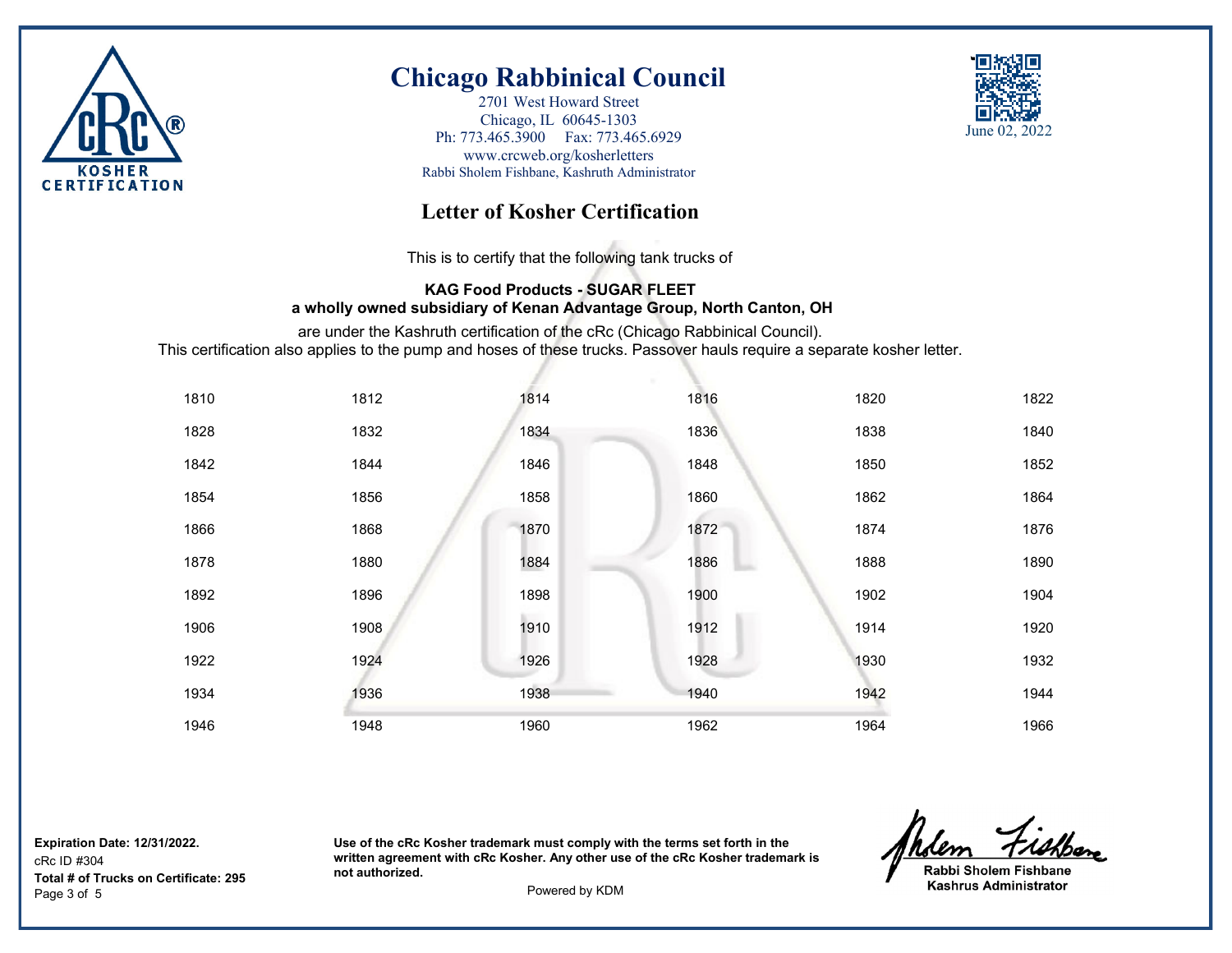# Chicago Rabbinical Council

2701 West Howard Street
Chicago, IL 60645-1303
Ph: 773.465.3900 Fax: 773.465.6929
www.crcweb.org/kosherletters
Rabbi Sholem Fishbane, Kashruth Administrator

June 02, 2022

## Letter of Kosher Certification

This is to certify that the following tank trucks of

**KAG Food Products - SUGAR FLEET**
**a wholly owned subsidiary of Kenan Advantage Group, North Canton, OH**

are under the Kashruth certification of the cRc (Chicago Rabbinical Council).
This certification also applies to the pump and hoses of these trucks. Passover hauls require a separate kosher letter.

| | | | | | |
|---|---|---|---|---|---|
| 1810 | 1812 | 1814 | 1816 | 1820 | 1822 |
| 1828 | 1832 | 1834 | 1836 | 1838 | 1840 |
| 1842 | 1844 | 1846 | 1848 | 1850 | 1852 |
| 1854 | 1856 | 1858 | 1860 | 1862 | 1864 |
| 1866 | 1868 | 1870 | 1872 | 1874 | 1876 |
| 1878 | 1880 | 1884 | 1886 | 1888 | 1890 |
| 1892 | 1896 | 1898 | 1900 | 1902 | 1904 |
| 1906 | 1908 | 1910 | 1912 | 1914 | 1920 |
| 1922 | 1924 | 1926 | 1928 | 1930 | 1932 |
| 1934 | 1936 | 1938 | 1940 | 1942 | 1944 |
| 1946 | 1948 | 1960 | 1962 | 1964 | 1966 |

**Expiration Date: 12/31/2022.**
cRc ID #304
**Total # of Trucks on Certificate: 295**

**Use of the cRc Kosher trademark must comply with the terms set forth in the written agreement with cRc Kosher. Any other use of the cRc Kosher trademark is not authorized.**

Powered by KDM

**Rabbi Sholem Fishbane**
**Kashrus Administrator**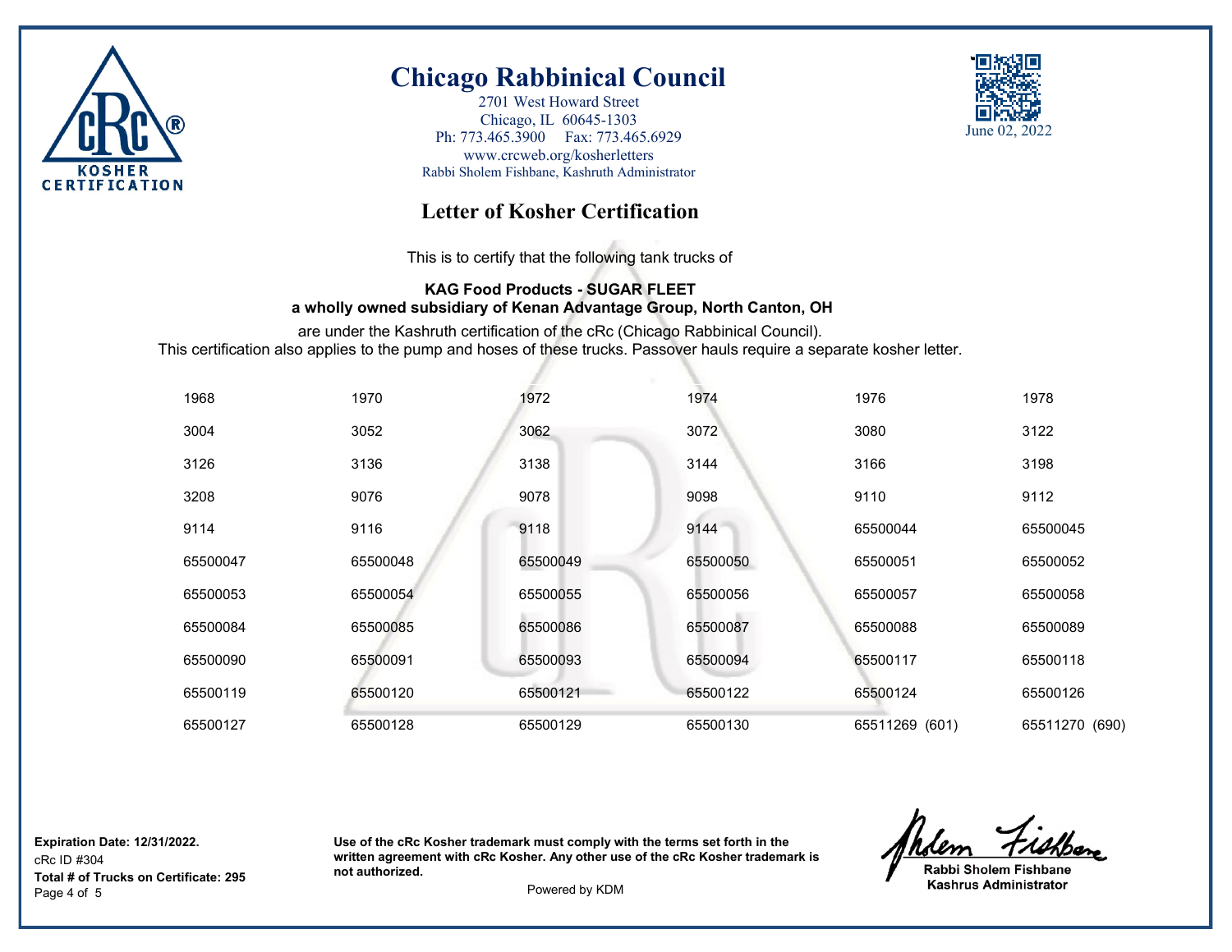# Chicago Rabbinical Council

2701 West Howard Street
Chicago, IL 60645-1303
Ph: 773.465.3900 Fax: 773.465.6929
www.crcweb.org/kosherletters
Rabbi Sholem Fishbane, Kashruth Administrator

June 02, 2022

## Letter of Kosher Certification

This is to certify that the following tank trucks of

**KAG Food Products - SUGAR FLEET**
**a wholly owned subsidiary of Kenan Advantage Group, North Canton, OH**

are under the Kashruth certification of the cRc (Chicago Rabbinical Council).
This certification also applies to the pump and hoses of these trucks. Passover hauls require a separate kosher letter.

| | | | | | |
|---|---|---|---|---|---|
| 1968 | 1970 | 1972 | 1974 | 1976 | 1978 |
| 3004 | 3052 | 3062 | 3072 | 3080 | 3122 |
| 3126 | 3136 | 3138 | 3144 | 3166 | 3198 |
| 3208 | 9076 | 9078 | 9098 | 9110 | 9112 |
| 9114 | 9116 | 9118 | 9144 | 65500044 | 65500045 |
| 65500047 | 65500048 | 65500049 | 65500050 | 65500051 | 65500052 |
| 65500053 | 65500054 | 65500055 | 65500056 | 65500057 | 65500058 |
| 65500084 | 65500085 | 65500086 | 65500087 | 65500088 | 65500089 |
| 65500090 | 65500091 | 65500093 | 65500094 | 65500117 | 65500118 |
| 65500119 | 65500120 | 65500121 | 65500122 | 65500124 | 65500126 |
| 65500127 | 65500128 | 65500129 | 65500130 | 65511269 (601) | 65511270 (690) |

**Expiration Date: 12/31/2022.**
cRc ID #304
**Total # of Trucks on Certificate: 295**

**Use of the cRc Kosher trademark must comply with the terms set forth in the written agreement with cRc Kosher. Any other use of the cRc Kosher trademark is not authorized.**

Powered by KDM

**Rabbi Sholem Fishbane**
**Kashrus Administrator**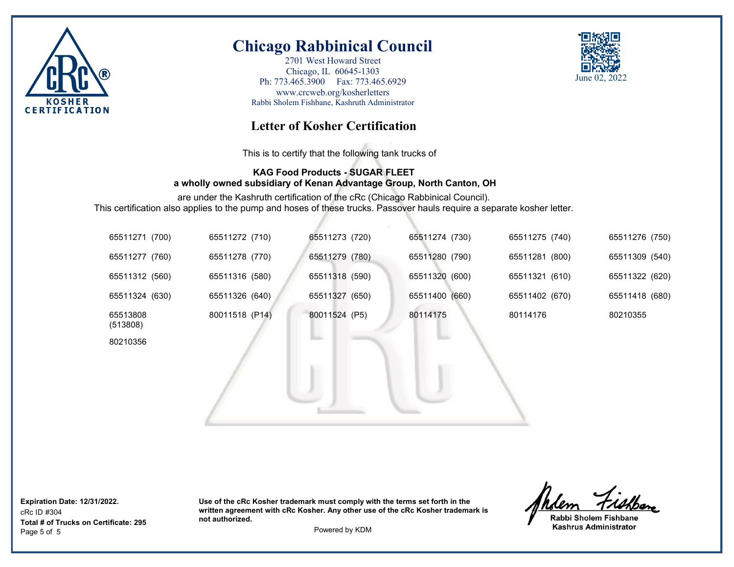# Chicago Rabbinical Council

2701 West Howard Street
Chicago, IL 60645-1303
Ph: 773.465.3900  Fax: 773.465.6929
www.crcweb.org/kosherletters
Rabbi Sholem Fishbane, Kashruth Administrator

June 02, 2022

## Letter of Kosher Certification

This is to certify that the following tank trucks of

**KAG Food Products - SUGAR FLEET**
**a wholly owned subsidiary of Kenan Advantage Group, North Canton, OH**

are under the Kashruth certification of the cRc (Chicago Rabbinical Council).
This certification also applies to the pump and hoses of these trucks. Passover hauls require a separate kosher letter.

| | | | | | |
|---|---|---|---|---|---|
| 65511271 (700) | 65511272 (710) | 65511273 (720) | 65511274 (730) | 65511275 (740) | 65511276 (750) |
| 65511277 (760) | 65511278 (770) | 65511279 (780) | 65511280 (790) | 65511281 (800) | 65511309 (540) |
| 65511312 (560) | 65511316 (580) | 65511318 (590) | 65511320 (600) | 65511321 (610) | 65511322 (620) |
| 65511324 (630) | 65511326 (640) | 65511327 (650) | 65511400 (660) | 65511402 (670) | 65511418 (680) |
| 65513808 (513808) | 80011518 (P14) | 80011524 (P5) | 80114175 | 80114176 | 80210355 |
| 80210356 | | | | | |

**Expiration Date: 12/31/2022.**
cRc ID #304
**Total # of Trucks on Certificate: 295**

**Use of the cRc Kosher trademark must comply with the terms set forth in the written agreement with cRc Kosher. Any other use of the cRc Kosher trademark is not authorized.**

Powered by KDM

**Rabbi Sholem Fishbane**
**Kashrus Administrator**